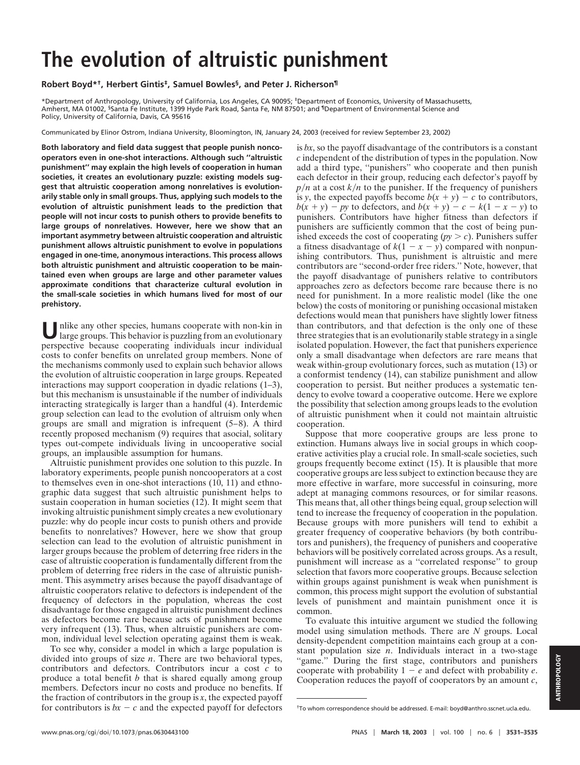# The evolution of altruistic punishment

**Robert Boyd*†, Herbert Gintis‡, Samuel Bowles§, and Peter J. Richerson¶**

*Department of Anthropology, University of California, Los Angeles, CA 90095; ‡Department of Economics, University of Massachusetts, Amherst, MA 01002, §Santa Fe Institute, 1399 Hyde Park Road, Santa Fe, NM 87501; and ¶Department of Environmental Science and Policy, University of California, Davis, CA 95616

Communicated by Elinor Ostrom, Indiana University, Bloomington, IN, January 24, 2003 (received for review September 23, 2002)

**Both laboratory and field data suggest that people punish noncooperators even in one-shot interactions. Although such "altruistic punishment" may explain the high levels of cooperation in human societies, it creates an evolutionary puzzle: existing models suggest that altruistic cooperation among nonrelatives is evolutionarily stable only in small groups. Thus, applying such models to the evolution of altruistic punishment leads to the prediction that people will not incur costs to punish others to provide benefits to large groups of nonrelatives. However, here we show that an important asymmetry between altruistic cooperation and altruistic punishment allows altruistic punishment to evolve in populations engaged in one-time, anonymous interactions. This process allows both altruistic punishment and altruistic cooperation to be maintained even when groups are large and other parameter values approximate conditions that characterize cultural evolution in the small-scale societies in which humans lived for most of our prehistory.**

Unlike any other species, humans cooperate with non-kin in large groups. This behavior is puzzling from an evolutionary perspective because cooperating individuals incur individual costs to confer benefits on unrelated group members. None of the mechanisms commonly used to explain such behavior allows the evolution of altruistic cooperation in large groups. Repeated interactions may support cooperation in dyadic relations (1–3), but this mechanism is unsustainable if the number of individuals interacting strategically is larger than a handful (4). Interdemic group selection can lead to the evolution of altruism only when groups are small and migration is infrequent (5–8). A third recently proposed mechanism (9) requires that asocial, solitary types out-compete individuals living in uncooperative social groups, an implausible assumption for humans.

Altruistic punishment provides one solution to this puzzle. In laboratory experiments, people punish noncooperators at a cost to themselves even in one-shot interactions (10, 11) and ethnographic data suggest that such altruistic punishment helps to sustain cooperation in human societies (12). It might seem that invoking altruistic punishment simply creates a new evolutionary puzzle: why do people incur costs to punish others and provide benefits to nonrelatives? However, here we show that group selection can lead to the evolution of altruistic punishment in larger groups because the problem of deterring free riders in the case of altruistic cooperation is fundamentally different from the problem of deterring free riders in the case of altruistic punishment. This asymmetry arises because the payoff disadvantage of altruistic cooperators relative to defectors is independent of the frequency of defectors in the population, whereas the cost disadvantage for those engaged in altruistic punishment declines as defectors become rare because acts of punishment become very infrequent (13). Thus, when altruistic punishers are common, individual level selection operating against them is weak.

To see why, consider a model in which a large population is divided into groups of size $n$. There are two behavioral types, contributors and defectors. Contributors incur a cost $c$ to produce a total benefit $b$ that is shared equally among group members. Defectors incur no costs and produce no benefits. If the fraction of contributors in the group is $x$, the expected payoff for contributors is $bx - c$ and the expected payoff for defectors is $bx$, so the payoff disadvantage of the contributors is a constant $c$ independent of the distribution of types in the population. Now add a third type, "punishers" who cooperate and then punish each defector in their group, reducing each defector's payoff by $p/n$ at a cost $k/n$ to the punisher. If the frequency of punishers is $y$, the expected payoffs become $b(x + y) - c$ to contributors, $b(x + y) - py$ to defectors, and $b(x + y) - c - k(1 - x - y)$ to punishers. Contributors have higher fitness than defectors if punishers are sufficiently common that the cost of being punished exceeds the cost of cooperating ($py > c$). Punishers suffer a fitness disadvantage of $k(1 - x - y)$ compared with nonpunishing contributors. Thus, punishment is altruistic and mere contributors are "second-order free riders." Note, however, that the payoff disadvantage of punishers relative to contributors approaches zero as defectors become rare because there is no need for punishment. In a more realistic model (like the one below) the costs of monitoring or punishing occasional mistaken defections would mean that punishers have slightly lower fitness than contributors, and that defection is the only one of these three strategies that is an evolutionarily stable strategy in a single isolated population. However, the fact that punishers experience only a small disadvantage when defectors are rare means that weak within-group evolutionary forces, such as mutation (13) or a conformist tendency (14), can stabilize punishment and allow cooperation to persist. But neither produces a systematic tendency to evolve toward a cooperative outcome. Here we explore the possibility that selection among groups leads to the evolution of altruistic punishment when it could not maintain altruistic cooperation.

Suppose that more cooperative groups are less prone to extinction. Humans always live in social groups in which cooperative activities play a crucial role. In small-scale societies, such groups frequently become extinct (15). It is plausible that more cooperative groups are less subject to extinction because they are more effective in warfare, more successful in coinsuring, more adept at managing commons resources, or for similar reasons. This means that, all other things being equal, group selection will tend to increase the frequency of cooperation in the population. Because groups with more punishers will tend to exhibit a greater frequency of cooperative behaviors (by both contributors and punishers), the frequency of punishers and cooperative behaviors will be positively correlated across groups. As a result, punishment will increase as a "correlated response" to group selection that favors more cooperative groups. Because selection within groups against punishment is weak when punishment is common, this process might support the evolution of substantial levels of punishment and maintain punishment once it is common.

To evaluate this intuitive argument we studied the following model using simulation methods. There are $N$ groups. Local density-dependent competition maintains each group at a constant population size $n$. Individuals interact in a two-stage "game." During the first stage, contributors and punishers cooperate with probability $1 - e$ and defect with probability $e$. Cooperation reduces the payoff of cooperators by an amount $c$,

†To whom correspondence should be addressed. E-mail: boyd@anthro.sscnet.ucla.edu.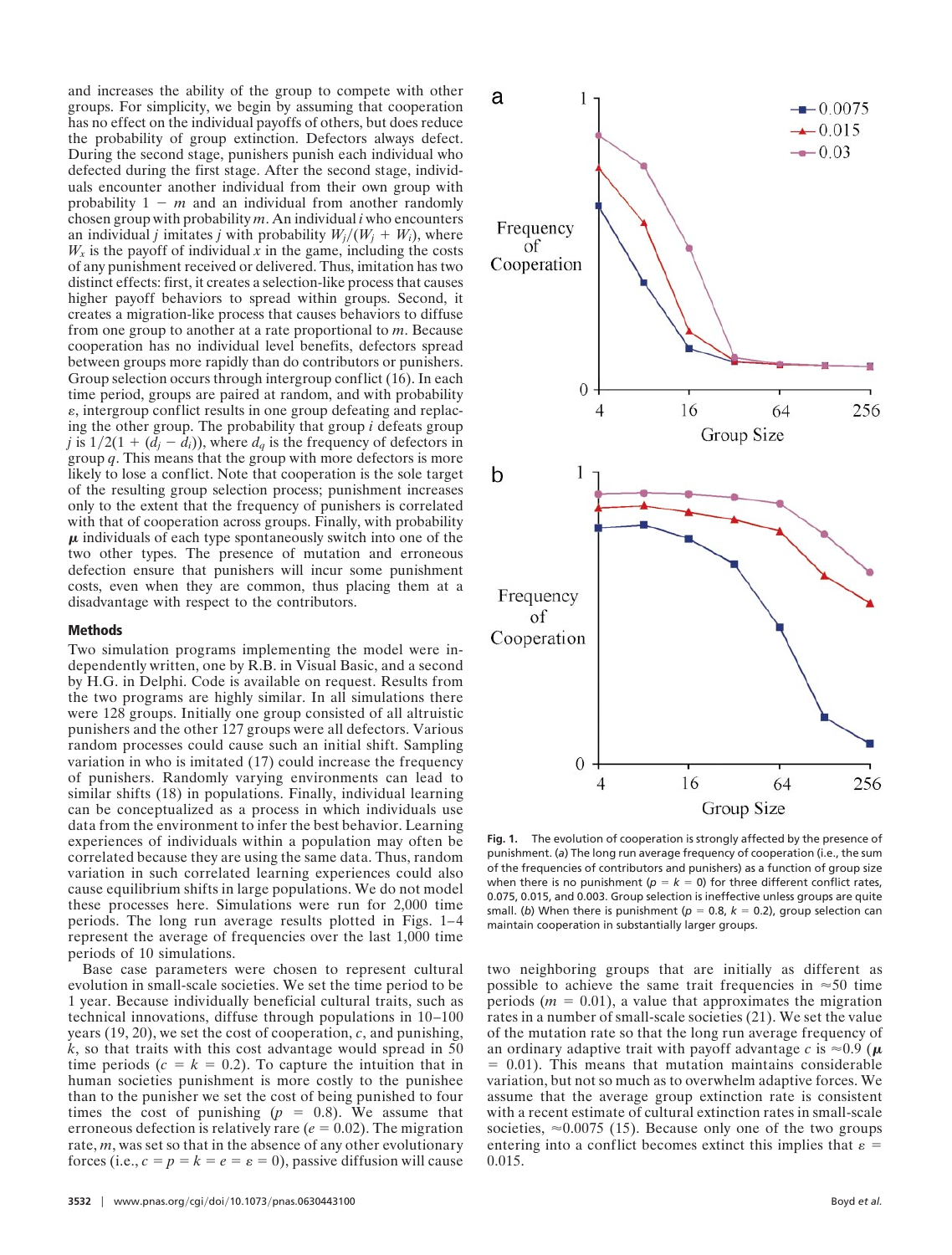and increases the ability of the group to compete with other groups. For simplicity, we begin by assuming that cooperation has no effect on the individual payoffs of others, but does reduce the probability of group extinction. Defectors always defect. During the second stage, punishers punish each individual who defected during the first stage. After the second stage, individuals encounter another individual from their own group with probability $1 - m$ and an individual from another randomly chosen group with probability $m$. An individual $i$ who encounters an individual $j$ imitates $j$ with probability $W_j/(W_j + W_i)$, where $W_x$ is the payoff of individual $x$ in the game, including the costs of any punishment received or delivered. Thus, imitation has two distinct effects: first, it creates a selection-like process that causes higher payoff behaviors to spread within groups. Second, it creates a migration-like process that causes behaviors to diffuse from one group to another at a rate proportional to $m$. Because cooperation has no individual level benefits, defectors spread between groups more rapidly than do contributors or punishers. Group selection occurs through intergroup conflict (16). In each time period, groups are paired at random, and with probability $\varepsilon$, intergroup conflict results in one group defeating and replacing the other group. The probability that group $i$ defeats group $j$ is $1/2(1 + (d_j - d_i))$, where $d_q$ is the frequency of defectors in group $q$. This means that the group with more defectors is more likely to lose a conflict. Note that cooperation is the sole target of the resulting group selection process; punishment increases only to the extent that the frequency of punishers is correlated with that of cooperation across groups. Finally, with probability $\boldsymbol{\mu}$ individuals of each type spontaneously switch into one of the two other types. The presence of mutation and erroneous defection ensure that punishers will incur some punishment costs, even when they are common, thus placing them at a disadvantage with respect to the contributors.

## Methods

Two simulation programs implementing the model were independently written, one by R.B. in Visual Basic, and a second by H.G. in Delphi. Code is available on request. Results from the two programs are highly similar. In all simulations there were 128 groups. Initially one group consisted of all altruistic punishers and the other 127 groups were all defectors. Various random processes could cause such an initial shift. Sampling variation in who is imitated (17) could increase the frequency of punishers. Randomly varying environments can lead to similar shifts (18) in populations. Finally, individual learning can be conceptualized as a process in which individuals use data from the environment to infer the best behavior. Learning experiences of individuals within a population may often be correlated because they are using the same data. Thus, random variation in such correlated learning experiences could also cause equilibrium shifts in large populations. We do not model these processes here. Simulations were run for 2,000 time periods. The long run average results plotted in Figs. 1–4 represent the average of frequencies over the last 1,000 time periods of 10 simulations.

Base case parameters were chosen to represent cultural evolution in small-scale societies. We set the time period to be 1 year. Because individually beneficial cultural traits, such as technical innovations, diffuse through populations in 10–100 years (19, 20), we set the cost of cooperation, $c$, and punishing, $k$, so that traits with this cost advantage would spread in 50 time periods ($c = k = 0.2$). To capture the intuition that in human societies punishment is more costly to the punishee than to the punisher we set the cost of being punished to four times the cost of punishing ($p = 0.8$). We assume that erroneous defection is relatively rare ($e = 0.02$). The migration rate, $m$, was set so that in the absence of any other evolutionary forces (i.e., $c = p = k = e = \varepsilon = 0$), passive diffusion will cause two neighboring groups that are initially as different as possible to achieve the same trait frequencies in ≈50 time periods ($m = 0.01$), a value that approximates the migration rates in a number of small-scale societies (21). We set the value of the mutation rate so that the long run average frequency of an ordinary adaptive trait with payoff advantage $c$ is ≈0.9 ($\boldsymbol{\mu} = 0.01$). This means that mutation maintains considerable variation, but not so much as to overwhelm adaptive forces. We assume that the average group extinction rate is consistent with a recent estimate of cultural extinction rates in small-scale societies, ≈0.0075 (15). Because only one of the two groups entering into a conflict becomes extinct this implies that $\varepsilon = 0.015$.

**Fig. 1.** The evolution of cooperation is strongly affected by the presence of punishment. (*a*) The long run average frequency of cooperation (i.e., the sum of the frequencies of contributors and punishers) as a function of group size when there is no punishment ($p = k = 0$) for three different conflict rates, 0.075, 0.015, and 0.003. Group selection is ineffective unless groups are quite small. (*b*) When there is punishment ($p = 0.8$, $k = 0.2$), group selection can maintain cooperation in substantially larger groups.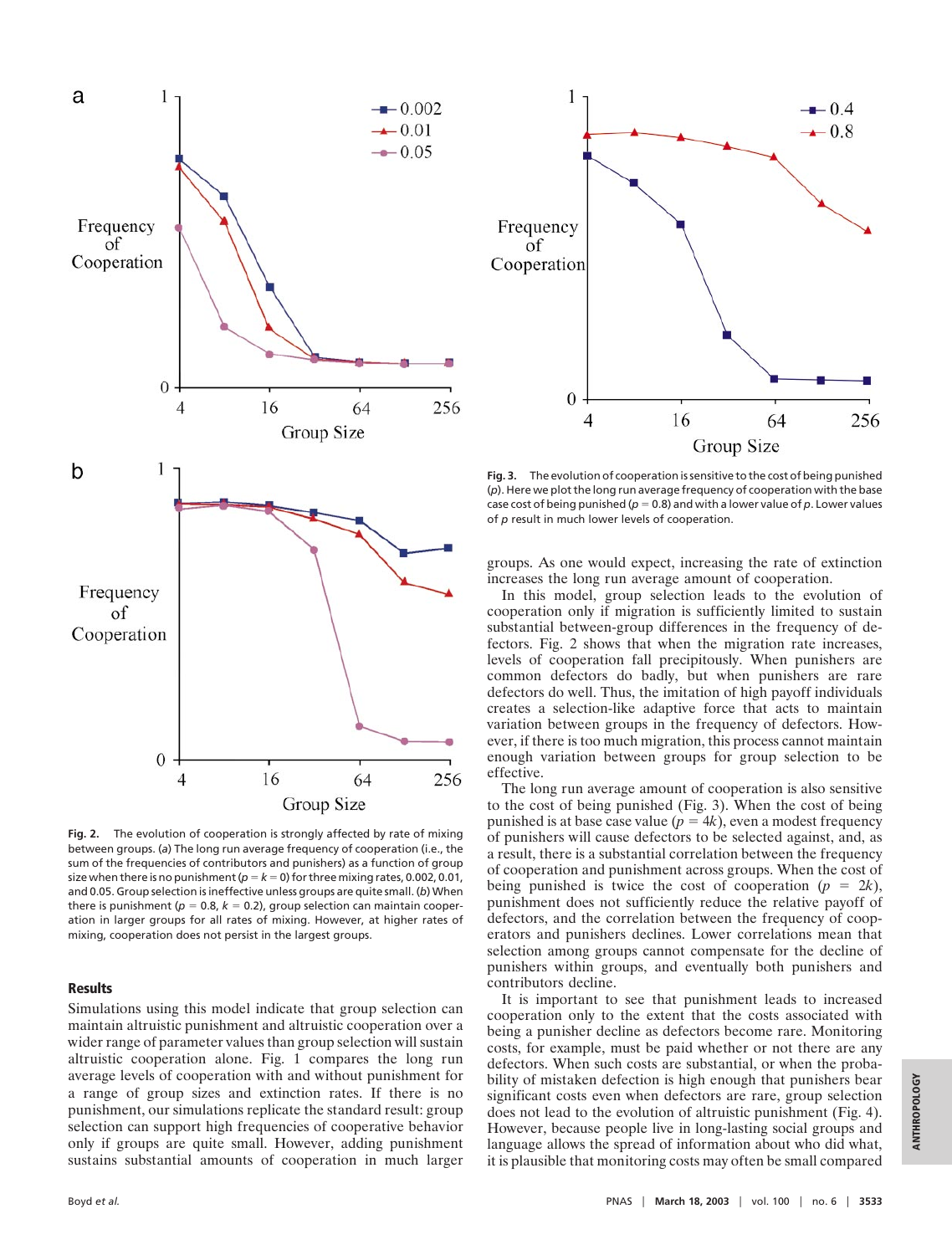a

1

0.002
0.01
0.05

Frequency of Cooperation

0

4 16 64 256

Group Size

b

1

Frequency of Cooperation

0

4 16 64 256

Group Size

**Fig. 2.** The evolution of cooperation is strongly affected by rate of mixing between groups. (*a*) The long run average frequency of cooperation (i.e., the sum of the frequencies of contributors and punishers) as a function of group size when there is no punishment ($p = k = 0$) for three mixing rates, 0.002, 0.01, and 0.05. Group selection is ineffective unless groups are quite small. (*b*) When there is punishment ($p = 0.8$, $k = 0.2$), group selection can maintain cooperation in larger groups for all rates of mixing. However, at higher rates of mixing, cooperation does not persist in the largest groups.

1

0.4
0.8

Frequency of Cooperation

0

4 16 64 256

Group Size

**Fig. 3.** The evolution of cooperation is sensitive to the cost of being punished ($p$). Here we plot the long run average frequency of cooperation with the base case cost of being punished ($p = 0.8$) and with a lower value of $p$. Lower values of $p$ result in much lower levels of cooperation.

## Results

Simulations using this model indicate that group selection can maintain altruistic punishment and altruistic cooperation over a wider range of parameter values than group selection will sustain altruistic cooperation alone. Fig. 1 compares the long run average levels of cooperation with and without punishment for a range of group sizes and extinction rates. If there is no punishment, our simulations replicate the standard result: group selection can support high frequencies of cooperative behavior only if groups are quite small. However, adding punishment sustains substantial amounts of cooperation in much larger groups. As one would expect, increasing the rate of extinction increases the long run average amount of cooperation.

In this model, group selection leads to the evolution of cooperation only if migration is sufficiently limited to sustain substantial between-group differences in the frequency of defectors. Fig. 2 shows that when the migration rate increases, levels of cooperation fall precipitously. When punishers are common defectors do badly, but when punishers are rare defectors do well. Thus, the imitation of high payoff individuals creates a selection-like adaptive force that acts to maintain variation between groups in the frequency of defectors. However, if there is too much migration, this process cannot maintain enough variation between groups for group selection to be effective.

The long run average amount of cooperation is also sensitive to the cost of being punished (Fig. 3). When the cost of being punished is at base case value ($p = 4k$), even a modest frequency of punishers will cause defectors to be selected against, and, as a result, there is a substantial correlation between the frequency of cooperation and punishment across groups. When the cost of being punished is twice the cost of cooperation ($p = 2k$), punishment does not sufficiently reduce the relative payoff of defectors, and the correlation between the frequency of cooperators and punishers declines. Lower correlations mean that selection among groups cannot compensate for the decline of punishers within groups, and eventually both punishers and contributors decline.

It is important to see that punishment leads to increased cooperation only to the extent that the costs associated with being a punisher decline as defectors become rare. Monitoring costs, for example, must be paid whether or not there are any defectors. When such costs are substantial, or when the probability of mistaken defection is high enough that punishers bear significant costs even when defectors are rare, group selection does not lead to the evolution of altruistic punishment (Fig. 4). However, because people live in long-lasting social groups and language allows the spread of information about who did what, it is plausible that monitoring costs may often be small compared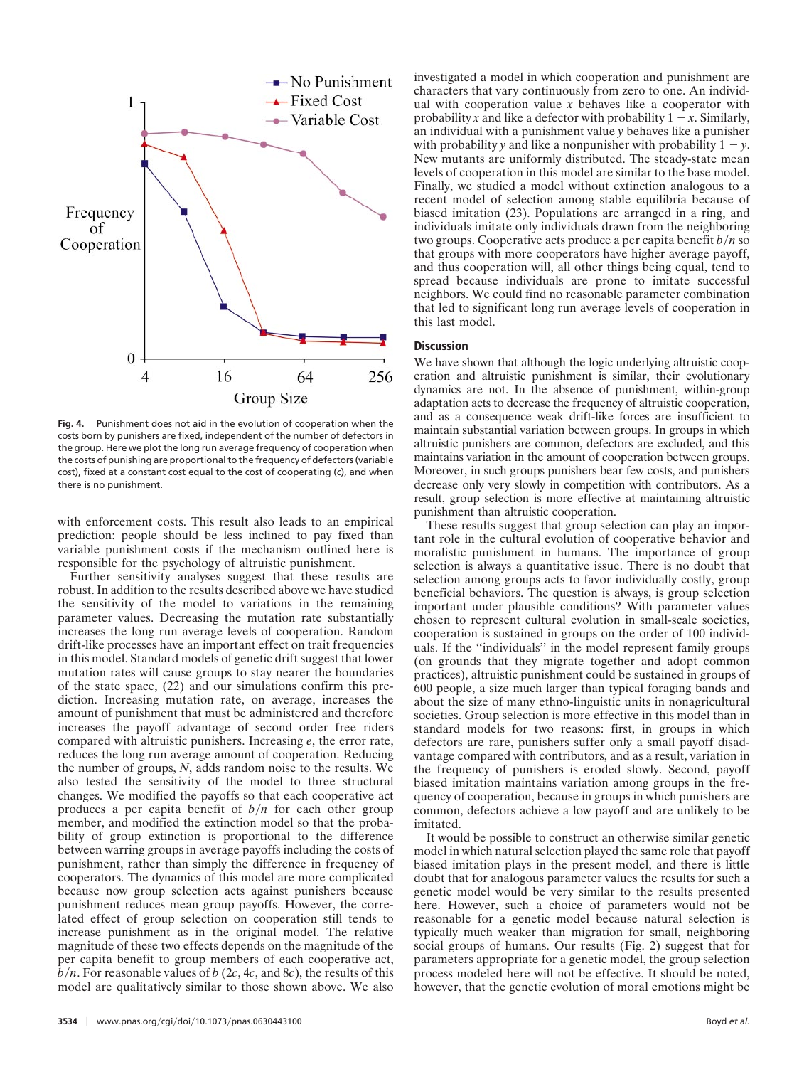No Punishment
Fixed Cost
Variable Cost

1

Frequency of Cooperation

0

4 16 64 256

Group Size

**Fig. 4.** Punishment does not aid in the evolution of cooperation when the costs born by punishers are fixed, independent of the number of defectors in the group. Here we plot the long run average frequency of cooperation when the costs of punishing are proportional to the frequency of defectors (variable cost), fixed at a constant cost equal to the cost of cooperating ($c$), and when there is no punishment.

with enforcement costs. This result also leads to an empirical prediction: people should be less inclined to pay fixed than variable punishment costs if the mechanism outlined here is responsible for the psychology of altruistic punishment.

Further sensitivity analyses suggest that these results are robust. In addition to the results described above we have studied the sensitivity of the model to variations in the remaining parameter values. Decreasing the mutation rate substantially increases the long run average levels of cooperation. Random drift-like processes have an important effect on trait frequencies in this model. Standard models of genetic drift suggest that lower mutation rates will cause groups to stay nearer the boundaries of the state space, (22) and our simulations confirm this prediction. Increasing mutation rate, on average, increases the amount of punishment that must be administered and therefore increases the payoff advantage of second order free riders compared with altruistic punishers. Increasing $e$, the error rate, reduces the long run average amount of cooperation. Reducing the number of groups, $N$, adds random noise to the results. We also tested the sensitivity of the model to three structural changes. We modified the payoffs so that each cooperative act produces a per capita benefit of $b/n$ for each other group member, and modified the extinction model so that the probability of group extinction is proportional to the difference between warring groups in average payoffs including the costs of punishment, rather than simply the difference in frequency of cooperators. The dynamics of this model are more complicated because now group selection acts against punishers because punishment reduces mean group payoffs. However, the correlated effect of group selection on cooperation still tends to increase punishment as in the original model. The relative magnitude of these two effects depends on the magnitude of the per capita benefit of each cooperative act, $b/n$. For reasonable values of $b$ ($2c$, $4c$, and $8c$), the results of this model are qualitatively similar to those shown above. We also investigated a model in which cooperation and punishment are characters that vary continuously from zero to one. An individual with cooperation value $x$ behaves like a cooperator with probability $x$ and like a defector with probability $1 - x$. Similarly, an individual with a punishment value $y$ behaves like a punisher with probability $y$ and like a nonpunisher with probability $1 - y$. New mutants are uniformly distributed. The steady-state mean levels of cooperation in this model are similar to the base model. Finally, we studied a model without extinction analogous to a recent model of selection among stable equilibria because of biased imitation (23). Populations are arranged in a ring, and individuals imitate only individuals drawn from the neighboring two groups. Cooperative acts produce a per capita benefit $b/n$ so that groups with more cooperators have higher average payoff, and thus cooperation will, all other things being equal, tend to spread because individuals are prone to imitate successful neighbors. We could find no reasonable parameter combination that led to significant long run average levels of cooperation in this last model.

## Discussion

We have shown that although the logic underlying altruistic cooperation and altruistic punishment is similar, their evolutionary dynamics are not. In the absence of punishment, within-group adaptation acts to decrease the frequency of altruistic cooperation, and as a consequence weak drift-like forces are insufficient to maintain substantial variation between groups. In groups in which altruistic punishers are common, defectors are excluded, and this maintains variation in the amount of cooperation between groups. Moreover, in such groups punishers bear few costs, and punishers decrease only very slowly in competition with contributors. As a result, group selection is more effective at maintaining altruistic punishment than altruistic cooperation.

These results suggest that group selection can play an important role in the cultural evolution of cooperative behavior and moralistic punishment in humans. The importance of group selection is always a quantitative issue. There is no doubt that selection among groups acts to favor individually costly, group beneficial behaviors. The question is always, is group selection important under plausible conditions? With parameter values chosen to represent cultural evolution in small-scale societies, cooperation is sustained in groups on the order of 100 individuals. If the "individuals" in the model represent family groups (on grounds that they migrate together and adopt common practices), altruistic punishment could be sustained in groups of 600 people, a size much larger than typical foraging bands and about the size of many ethno-linguistic units in nonagricultural societies. Group selection is more effective in this model than in standard models for two reasons: first, in groups in which defectors are rare, punishers suffer only a small payoff disadvantage compared with contributors, and as a result, variation in the frequency of punishers is eroded slowly. Second, payoff biased imitation maintains variation among groups in the frequency of cooperation, because in groups in which punishers are common, defectors achieve a low payoff and are unlikely to be imitated.

It would be possible to construct an otherwise similar genetic model in which natural selection played the same role that payoff biased imitation plays in the present model, and there is little doubt that for analogous parameter values the results for such a genetic model would be very similar to the results presented here. However, such a choice of parameters would not be reasonable for a genetic model because natural selection is typically much weaker than migration for small, neighboring social groups of humans. Our results (Fig. 2) suggest that for parameters appropriate for a genetic model, the group selection process modeled here will not be effective. It should be noted, however, that the genetic evolution of moral emotions might be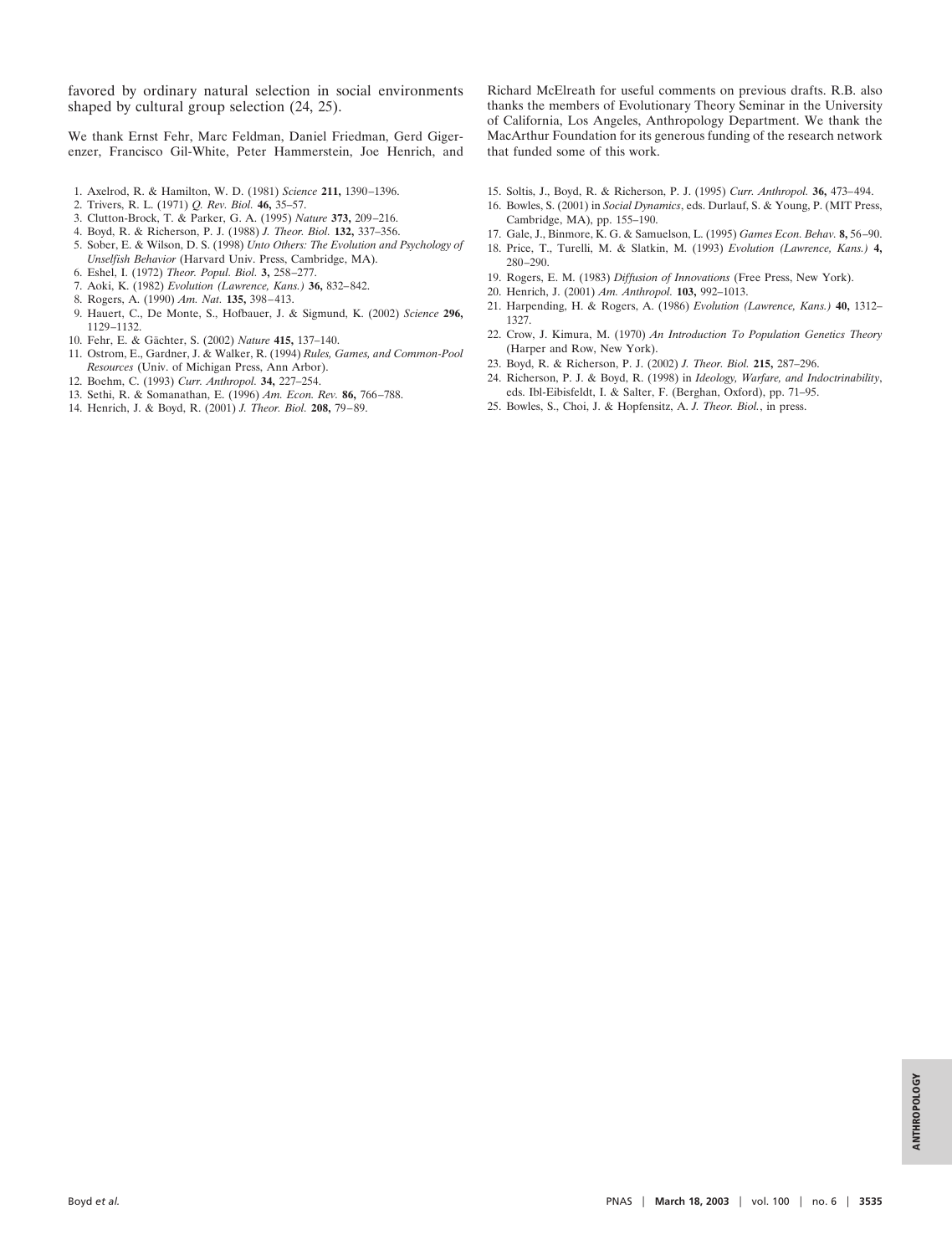favored by ordinary natural selection in social environments shaped by cultural group selection (24, 25).

We thank Ernst Fehr, Marc Feldman, Daniel Friedman, Gerd Gigerenzer, Francisco Gil-White, Peter Hammerstein, Joe Henrich, and Richard McElreath for useful comments on previous drafts. R.B. also thanks the members of Evolutionary Theory Seminar in the University of California, Los Angeles, Anthropology Department. We thank the MacArthur Foundation for its generous funding of the research network that funded some of this work.

1. Axelrod, R. & Hamilton, W. D. (1981) *Science* **211,** 1390–1396.
2. Trivers, R. L. (1971) *Q. Rev. Biol.* **46,** 35–57.
3. Clutton-Brock, T. & Parker, G. A. (1995) *Nature* **373,** 209–216.
4. Boyd, R. & Richerson, P. J. (1988) *J. Theor. Biol.* **132,** 337–356.
5. Sober, E. & Wilson, D. S. (1998) *Unto Others: The Evolution and Psychology of Unselfish Behavior* (Harvard Univ. Press, Cambridge, MA).
6. Eshel, I. (1972) *Theor. Popul. Biol.* **3,** 258–277.
7. Aoki, K. (1982) *Evolution (Lawrence, Kans.)* **36,** 832–842.
8. Rogers, A. (1990) *Am. Nat.* **135,** 398–413.
9. Hauert, C., De Monte, S., Hofbauer, J. & Sigmund, K. (2002) *Science* **296,** 1129–1132.
10. Fehr, E. & Gächter, S. (2002) *Nature* **415,** 137–140.
11. Ostrom, E., Gardner, J. & Walker, R. (1994) *Rules, Games, and Common-Pool Resources* (Univ. of Michigan Press, Ann Arbor).
12. Boehm, C. (1993) *Curr. Anthropol.* **34,** 227–254.
13. Sethi, R. & Somanathan, E. (1996) *Am. Econ. Rev.* **86,** 766–788.
14. Henrich, J. & Boyd, R. (2001) *J. Theor. Biol.* **208,** 79–89.
15. Soltis, J., Boyd, R. & Richerson, P. J. (1995) *Curr. Anthropol.* **36,** 473–494.
16. Bowles, S. (2001) in *Social Dynamics*, eds. Durlauf, S. & Young, P. (MIT Press, Cambridge, MA), pp. 155–190.
17. Gale, J., Binmore, K. G. & Samuelson, L. (1995) *Games Econ. Behav.* **8,** 56–90.
18. Price, T., Turelli, M. & Slatkin, M. (1993) *Evolution (Lawrence, Kans.)* **4,** 280–290.
19. Rogers, E. M. (1983) *Diffusion of Innovations* (Free Press, New York).
20. Henrich, J. (2001) *Am. Anthropol.* **103,** 992–1013.
21. Harpending, H. & Rogers, A. (1986) *Evolution (Lawrence, Kans.)* **40,** 1312–1327.
22. Crow, J. Kimura, M. (1970) *An Introduction To Population Genetics Theory* (Harper and Row, New York).
23. Boyd, R. & Richerson, P. J. (2002) *J. Theor. Biol.* **215,** 287–296.
24. Richerson, P. J. & Boyd, R. (1998) in *Ideology, Warfare, and Indoctrinability*, eds. Ibl-Eibisfeldt, I. & Salter, F. (Berghan, Oxford), pp. 71–95.
25. Bowles, S., Choi, J. & Hopfensitz, A. *J. Theor. Biol.*, in press.